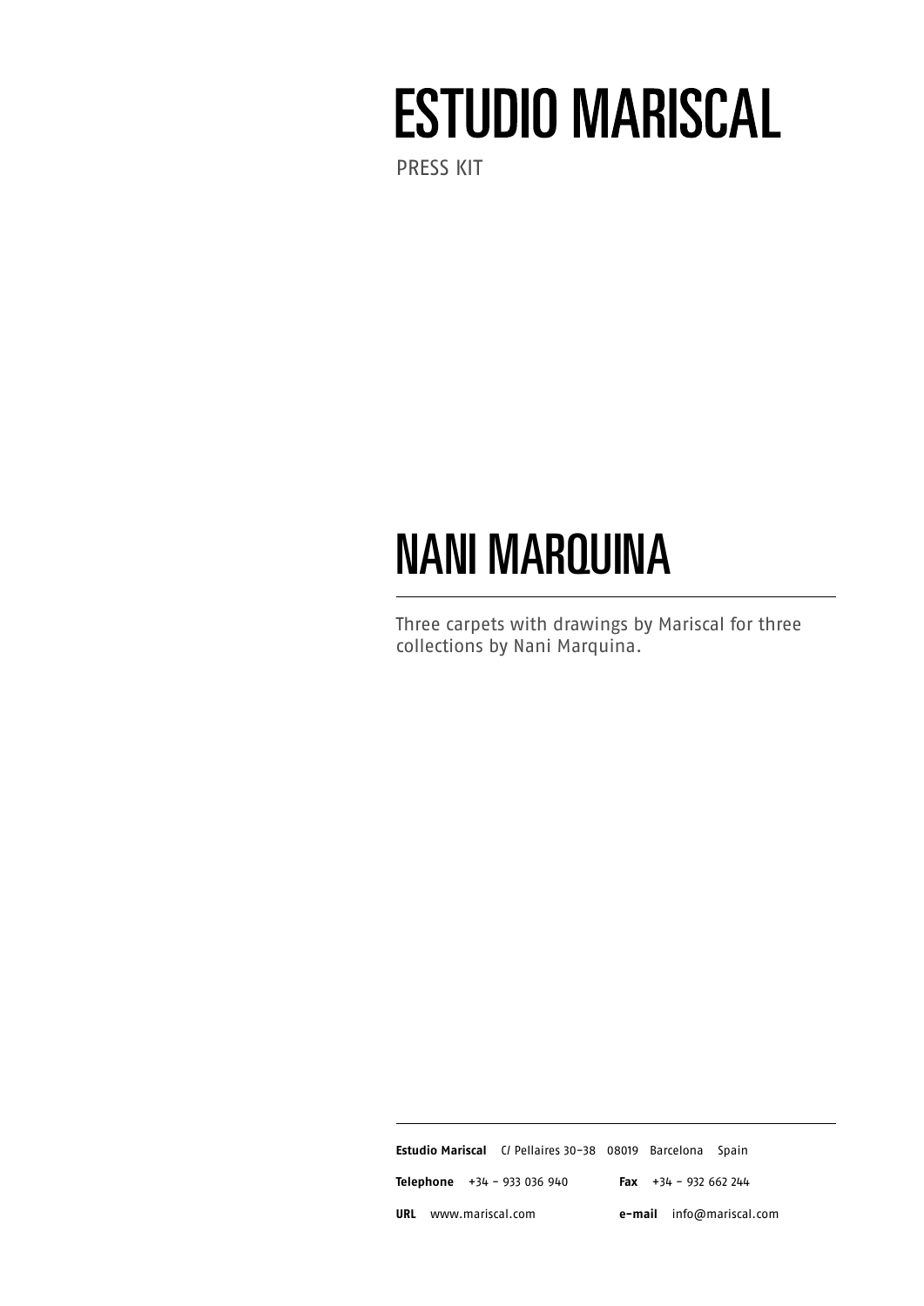# ESTUDIO MARISCAL

PRESS KIT

# NANI MARQUINA

Three carpets with drawings by Mariscal for three collections by Nani Marquina.

**Estudio Mariscal** C/ Pellaires 30-38 08019 Barcelona Spain

**Telephone** +34 - 933 036 940 **Fax** +34 - 932 662 244

**URL** www.mariscal.com **e-mail** info@mariscal.com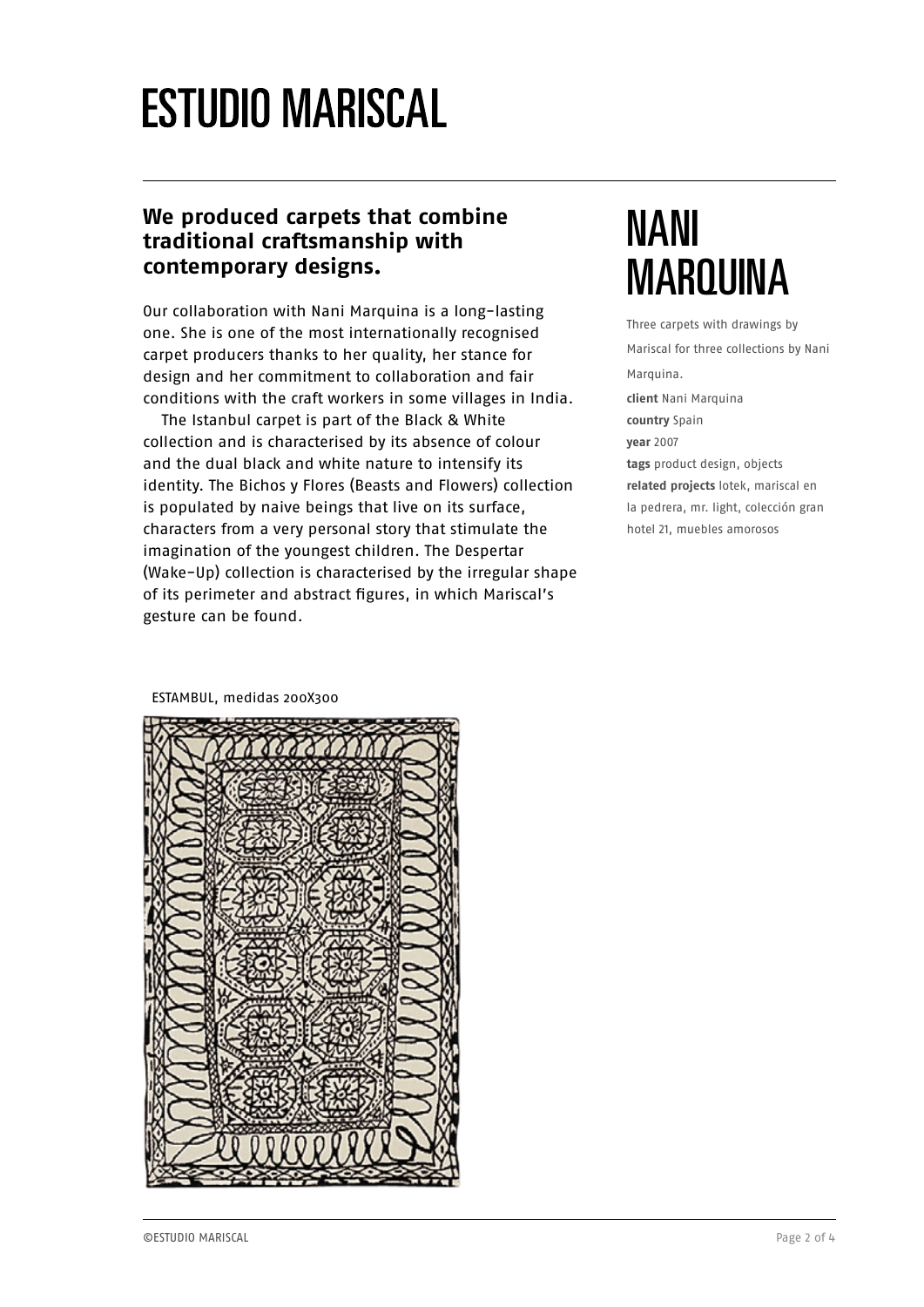# ESTUDIO MARISCAL

## NANI MARQUINA

Three carpets with drawings by Mariscal for three collections by Nani Marquina.

**client** Nani Marquina
**country** Spain
**year** 2007
**tags** product design, objects
**related projects** Iotek, mariscal en la pedrera, mr. light, colección gran hotel 21, muebles amorosos

### We produced carpets that combine traditional craftsmanship with contemporary designs.

Our collaboration with Nani Marquina is a long-lasting one. She is one of the most internationally recognised carpet producers thanks to her quality, her stance for design and her commitment to collaboration and fair conditions with the craft workers in some villages in India.

The Istanbul carpet is part of the Black & White collection and is characterised by its absence of colour and the dual black and white nature to intensify its identity. The Bichos y Flores (Beasts and Flowers) collection is populated by naive beings that live on its surface, characters from a very personal story that stimulate the imagination of the youngest children. The Despertar (Wake-Up) collection is characterised by the irregular shape of its perimeter and abstract figures, in which Mariscal's gesture can be found.

ESTAMBUL, medidas 200X300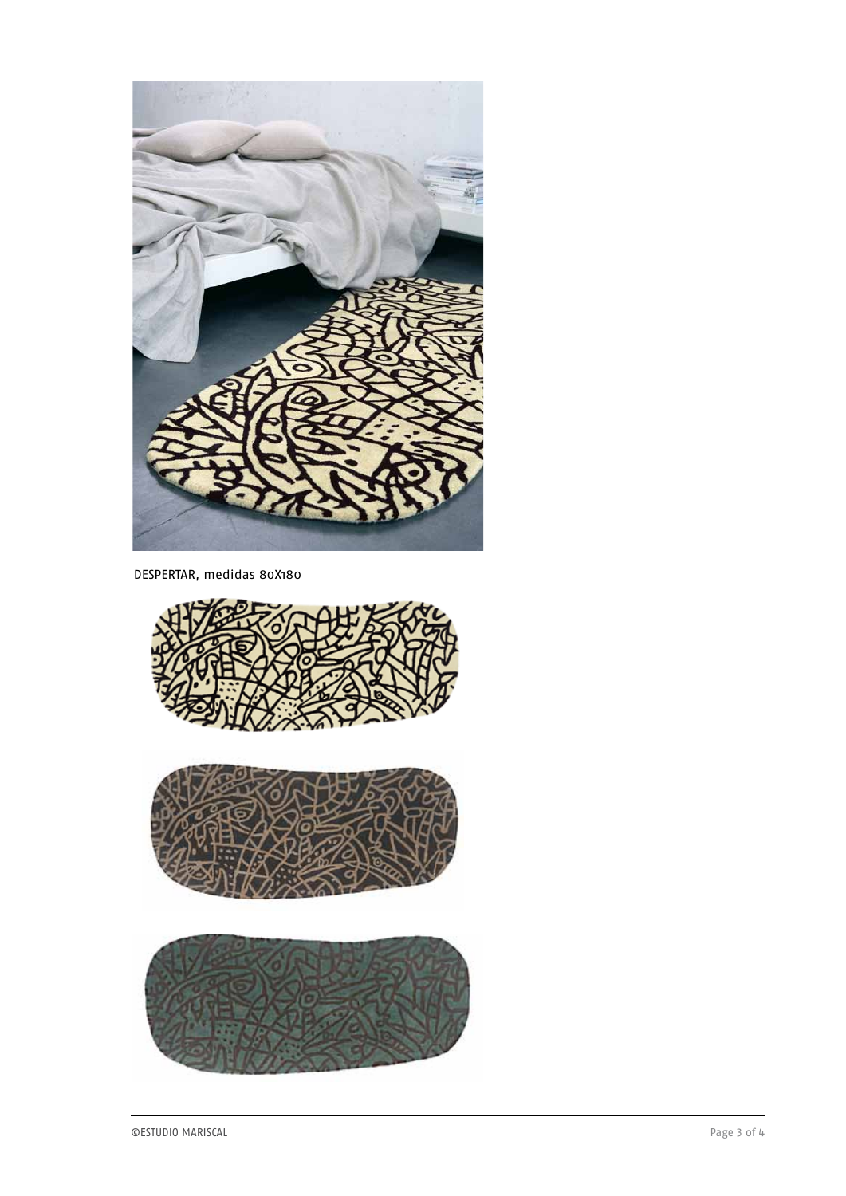DESPERTAR, medidas 80X180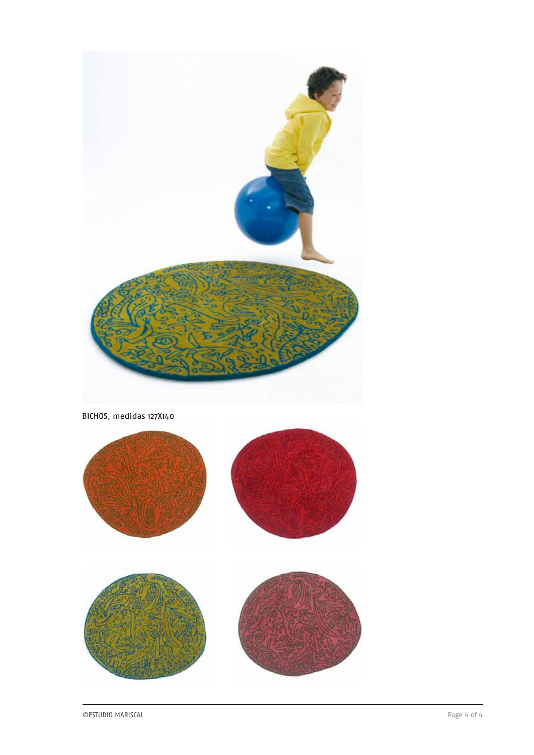BICHOS, medidas 127X140